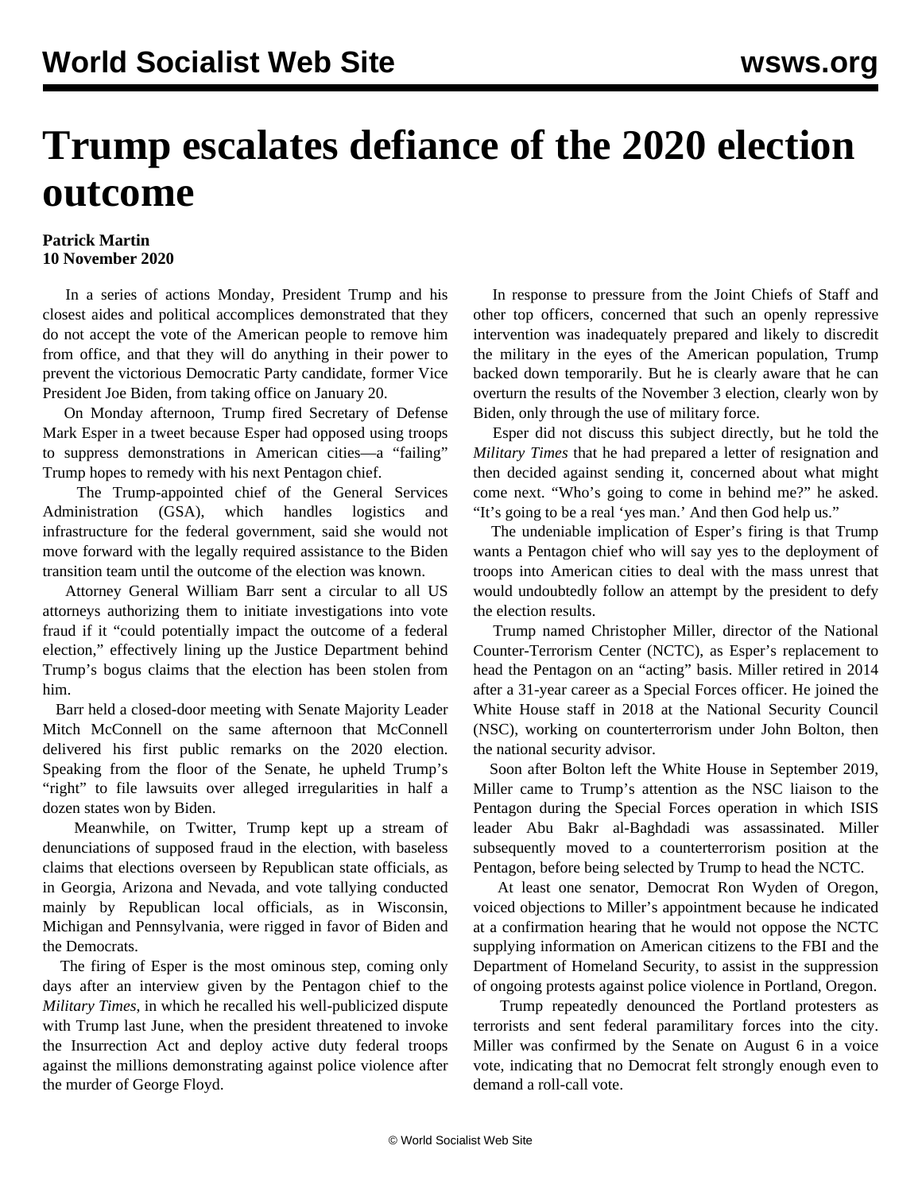# Trump escalates defiance of the 2020 election outcome

**Patrick Martin**
**10 November 2020**

In a series of actions Monday, President Trump and his closest aides and political accomplices demonstrated that they do not accept the vote of the American people to remove him from office, and that they will do anything in their power to prevent the victorious Democratic Party candidate, former Vice President Joe Biden, from taking office on January 20.

On Monday afternoon, Trump fired Secretary of Defense Mark Esper in a tweet because Esper had opposed using troops to suppress demonstrations in American cities—a "failing" Trump hopes to remedy with his next Pentagon chief.

The Trump-appointed chief of the General Services Administration (GSA), which handles logistics and infrastructure for the federal government, said she would not move forward with the legally required assistance to the Biden transition team until the outcome of the election was known.

Attorney General William Barr sent a circular to all US attorneys authorizing them to initiate investigations into vote fraud if it "could potentially impact the outcome of a federal election," effectively lining up the Justice Department behind Trump's bogus claims that the election has been stolen from him.

Barr held a closed-door meeting with Senate Majority Leader Mitch McConnell on the same afternoon that McConnell delivered his first public remarks on the 2020 election. Speaking from the floor of the Senate, he upheld Trump's "right" to file lawsuits over alleged irregularities in half a dozen states won by Biden.

Meanwhile, on Twitter, Trump kept up a stream of denunciations of supposed fraud in the election, with baseless claims that elections overseen by Republican state officials, as in Georgia, Arizona and Nevada, and vote tallying conducted mainly by Republican local officials, as in Wisconsin, Michigan and Pennsylvania, were rigged in favor of Biden and the Democrats.

The firing of Esper is the most ominous step, coming only days after an interview given by the Pentagon chief to the *Military Times*, in which he recalled his well-publicized dispute with Trump last June, when the president threatened to invoke the Insurrection Act and deploy active duty federal troops against the millions demonstrating against police violence after the murder of George Floyd.

In response to pressure from the Joint Chiefs of Staff and other top officers, concerned that such an openly repressive intervention was inadequately prepared and likely to discredit the military in the eyes of the American population, Trump backed down temporarily. But he is clearly aware that he can overturn the results of the November 3 election, clearly won by Biden, only through the use of military force.

Esper did not discuss this subject directly, but he told the *Military Times* that he had prepared a letter of resignation and then decided against sending it, concerned about what might come next. "Who's going to come in behind me?" he asked. "It's going to be a real 'yes man.' And then God help us."

The undeniable implication of Esper's firing is that Trump wants a Pentagon chief who will say yes to the deployment of troops into American cities to deal with the mass unrest that would undoubtedly follow an attempt by the president to defy the election results.

Trump named Christopher Miller, director of the National Counter-Terrorism Center (NCTC), as Esper's replacement to head the Pentagon on an "acting" basis. Miller retired in 2014 after a 31-year career as a Special Forces officer. He joined the White House staff in 2018 at the National Security Council (NSC), working on counterterrorism under John Bolton, then the national security advisor.

Soon after Bolton left the White House in September 2019, Miller came to Trump's attention as the NSC liaison to the Pentagon during the Special Forces operation in which ISIS leader Abu Bakr al-Baghdadi was assassinated. Miller subsequently moved to a counterterrorism position at the Pentagon, before being selected by Trump to head the NCTC.

At least one senator, Democrat Ron Wyden of Oregon, voiced objections to Miller's appointment because he indicated at a confirmation hearing that he would not oppose the NCTC supplying information on American citizens to the FBI and the Department of Homeland Security, to assist in the suppression of ongoing protests against police violence in Portland, Oregon.

Trump repeatedly denounced the Portland protesters as terrorists and sent federal paramilitary forces into the city. Miller was confirmed by the Senate on August 6 in a voice vote, indicating that no Democrat felt strongly enough even to demand a roll-call vote.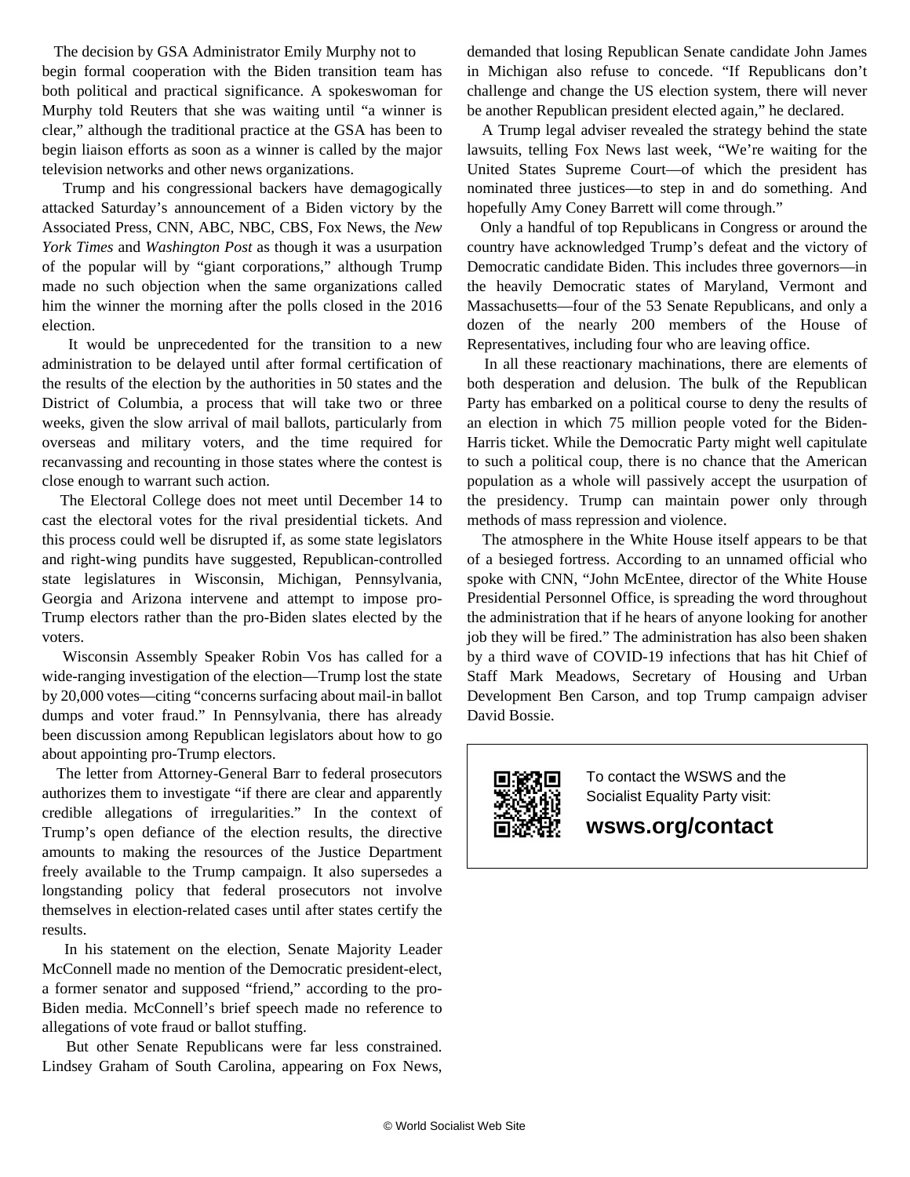The decision by GSA Administrator Emily Murphy not to begin formal cooperation with the Biden transition team has both political and practical significance. A spokeswoman for Murphy told Reuters that she was waiting until "a winner is clear," although the traditional practice at the GSA has been to begin liaison efforts as soon as a winner is called by the major television networks and other news organizations.

Trump and his congressional backers have demagogically attacked Saturday's announcement of a Biden victory by the Associated Press, CNN, ABC, NBC, CBS, Fox News, the *New York Times* and *Washington Post* as though it was a usurpation of the popular will by "giant corporations," although Trump made no such objection when the same organizations called him the winner the morning after the polls closed in the 2016 election.

It would be unprecedented for the transition to a new administration to be delayed until after formal certification of the results of the election by the authorities in 50 states and the District of Columbia, a process that will take two or three weeks, given the slow arrival of mail ballots, particularly from overseas and military voters, and the time required for recanvassing and recounting in those states where the contest is close enough to warrant such action.

The Electoral College does not meet until December 14 to cast the electoral votes for the rival presidential tickets. And this process could well be disrupted if, as some state legislators and right-wing pundits have suggested, Republican-controlled state legislatures in Wisconsin, Michigan, Pennsylvania, Georgia and Arizona intervene and attempt to impose pro-Trump electors rather than the pro-Biden slates elected by the voters.

Wisconsin Assembly Speaker Robin Vos has called for a wide-ranging investigation of the election—Trump lost the state by 20,000 votes—citing "concerns surfacing about mail-in ballot dumps and voter fraud." In Pennsylvania, there has already been discussion among Republican legislators about how to go about appointing pro-Trump electors.

The letter from Attorney-General Barr to federal prosecutors authorizes them to investigate "if there are clear and apparently credible allegations of irregularities." In the context of Trump's open defiance of the election results, the directive amounts to making the resources of the Justice Department freely available to the Trump campaign. It also supersedes a longstanding policy that federal prosecutors not involve themselves in election-related cases until after states certify the results.

In his statement on the election, Senate Majority Leader McConnell made no mention of the Democratic president-elect, a former senator and supposed "friend," according to the pro-Biden media. McConnell's brief speech made no reference to allegations of vote fraud or ballot stuffing.

But other Senate Republicans were far less constrained. Lindsey Graham of South Carolina, appearing on Fox News, demanded that losing Republican Senate candidate John James in Michigan also refuse to concede. "If Republicans don't challenge and change the US election system, there will never be another Republican president elected again," he declared.

A Trump legal adviser revealed the strategy behind the state lawsuits, telling Fox News last week, "We're waiting for the United States Supreme Court—of which the president has nominated three justices—to step in and do something. And hopefully Amy Coney Barrett will come through."

Only a handful of top Republicans in Congress or around the country have acknowledged Trump's defeat and the victory of Democratic candidate Biden. This includes three governors—in the heavily Democratic states of Maryland, Vermont and Massachusetts—four of the 53 Senate Republicans, and only a dozen of the nearly 200 members of the House of Representatives, including four who are leaving office.

In all these reactionary machinations, there are elements of both desperation and delusion. The bulk of the Republican Party has embarked on a political course to deny the results of an election in which 75 million people voted for the Biden-Harris ticket. While the Democratic Party might well capitulate to such a political coup, there is no chance that the American population as a whole will passively accept the usurpation of the presidency. Trump can maintain power only through methods of mass repression and violence.

The atmosphere in the White House itself appears to be that of a besieged fortress. According to an unnamed official who spoke with CNN, "John McEntee, director of the White House Presidential Personnel Office, is spreading the word throughout the administration that if he hears of anyone looking for another job they will be fired." The administration has also been shaken by a third wave of COVID-19 infections that has hit Chief of Staff Mark Meadows, Secretary of Housing and Urban Development Ben Carson, and top Trump campaign adviser David Bossie.

To contact the WSWS and the Socialist Equality Party visit:

**wsws.org/contact**